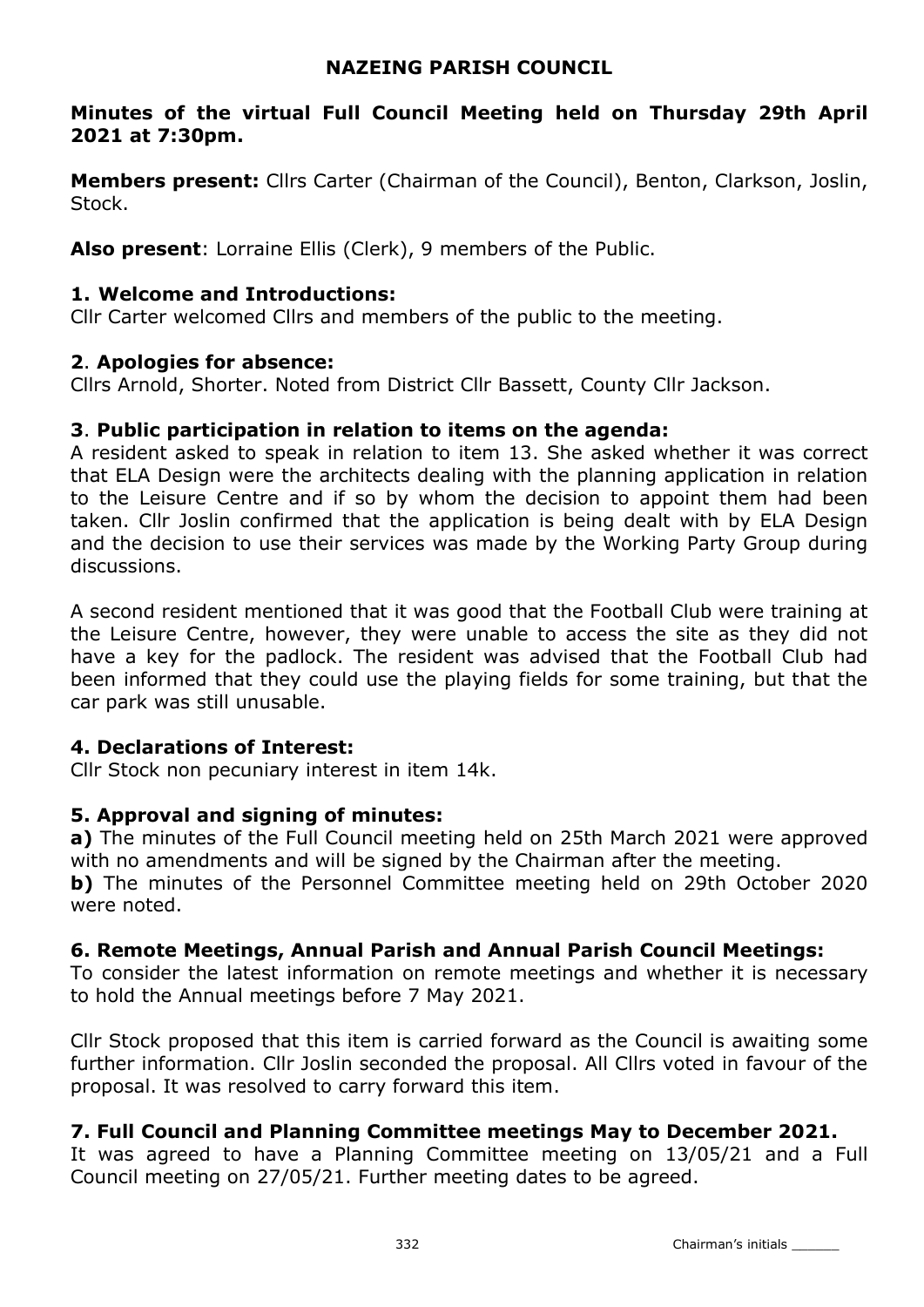# NAZEING PARISH COUNCIL

**Minutes of the virtual Full Council Meeting held on Thursday 29th April 2021 at 7:30pm.**

**Members present:** Cllrs Carter (Chairman of the Council), Benton, Clarkson, Joslin, Stock.

**Also present**: Lorraine Ellis (Clerk), 9 members of the Public.

## 1. Welcome and Introductions:

Cllr Carter welcomed Cllrs and members of the public to the meeting.

## 2. Apologies for absence:

Cllrs Arnold, Shorter. Noted from District Cllr Bassett, County Cllr Jackson.

## 3. Public participation in relation to items on the agenda:

A resident asked to speak in relation to item 13. She asked whether it was correct that ELA Design were the architects dealing with the planning application in relation to the Leisure Centre and if so by whom the decision to appoint them had been taken. Cllr Joslin confirmed that the application is being dealt with by ELA Design and the decision to use their services was made by the Working Party Group during discussions.

A second resident mentioned that it was good that the Football Club were training at the Leisure Centre, however, they were unable to access the site as they did not have a key for the padlock. The resident was advised that the Football Club had been informed that they could use the playing fields for some training, but that the car park was still unusable.

## 4. Declarations of Interest:

Cllr Stock non pecuniary interest in item 14k.

## 5. Approval and signing of minutes:

**a)** The minutes of the Full Council meeting held on 25th March 2021 were approved with no amendments and will be signed by the Chairman after the meeting.

**b)** The minutes of the Personnel Committee meeting held on 29th October 2020 were noted.

## 6. Remote Meetings, Annual Parish and Annual Parish Council Meetings:

To consider the latest information on remote meetings and whether it is necessary to hold the Annual meetings before 7 May 2021.

Cllr Stock proposed that this item is carried forward as the Council is awaiting some further information. Cllr Joslin seconded the proposal. All Cllrs voted in favour of the proposal. It was resolved to carry forward this item.

## 7. Full Council and Planning Committee meetings May to December 2021.

It was agreed to have a Planning Committee meeting on 13/05/21 and a Full Council meeting on 27/05/21. Further meeting dates to be agreed.

Chairman's initials ______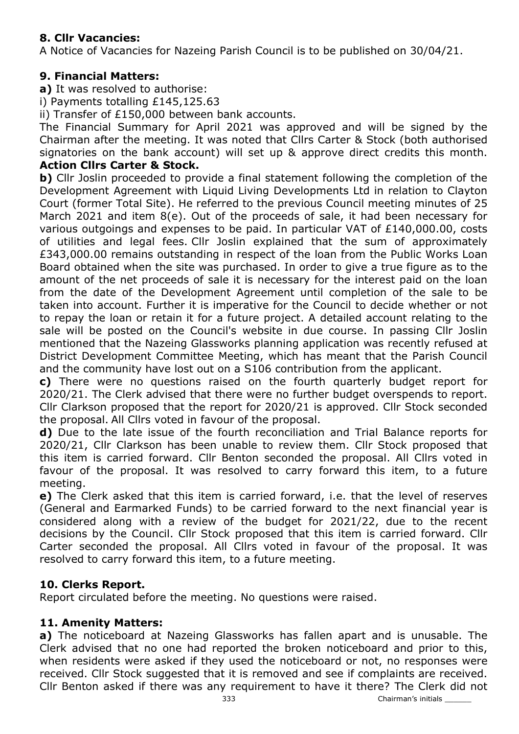**8. Cllr Vacancies:**

A Notice of Vacancies for Nazeing Parish Council is to be published on 30/04/21.

**9. Financial Matters:**

**a)** It was resolved to authorise:

i) Payments totalling £145,125.63

ii) Transfer of £150,000 between bank accounts.

The Financial Summary for April 2021 was approved and will be signed by the Chairman after the meeting. It was noted that Cllrs Carter & Stock (both authorised signatories on the bank account) will set up & approve direct credits this month. **Action Cllrs Carter & Stock.**

**b)** Cllr Joslin proceeded to provide a final statement following the completion of the Development Agreement with Liquid Living Developments Ltd in relation to Clayton Court (former Total Site). He referred to the previous Council meeting minutes of 25 March 2021 and item 8(e). Out of the proceeds of sale, it had been necessary for various outgoings and expenses to be paid. In particular VAT of £140,000.00, costs of utilities and legal fees. Cllr Joslin explained that the sum of approximately £343,000.00 remains outstanding in respect of the loan from the Public Works Loan Board obtained when the site was purchased. In order to give a true figure as to the amount of the net proceeds of sale it is necessary for the interest paid on the loan from the date of the Development Agreement until completion of the sale to be taken into account. Further it is imperative for the Council to decide whether or not to repay the loan or retain it for a future project. A detailed account relating to the sale will be posted on the Council's website in due course. In passing Cllr Joslin mentioned that the Nazeing Glassworks planning application was recently refused at District Development Committee Meeting, which has meant that the Parish Council and the community have lost out on a S106 contribution from the applicant.

**c)** There were no questions raised on the fourth quarterly budget report for 2020/21. The Clerk advised that there were no further budget overspends to report. Cllr Clarkson proposed that the report for 2020/21 is approved. Cllr Stock seconded the proposal. All Cllrs voted in favour of the proposal.

**d)** Due to the late issue of the fourth reconciliation and Trial Balance reports for 2020/21, Cllr Clarkson has been unable to review them. Cllr Stock proposed that this item is carried forward. Cllr Benton seconded the proposal. All Cllrs voted in favour of the proposal. It was resolved to carry forward this item, to a future meeting.

**e)** The Clerk asked that this item is carried forward, i.e. that the level of reserves (General and Earmarked Funds) to be carried forward to the next financial year is considered along with a review of the budget for 2021/22, due to the recent decisions by the Council. Cllr Stock proposed that this item is carried forward. Cllr Carter seconded the proposal. All Cllrs voted in favour of the proposal. It was resolved to carry forward this item, to a future meeting.

**10. Clerks Report.**

Report circulated before the meeting. No questions were raised.

**11. Amenity Matters:**

**a)** The noticeboard at Nazeing Glassworks has fallen apart and is unusable. The Clerk advised that no one had reported the broken noticeboard and prior to this, when residents were asked if they used the noticeboard or not, no responses were received. Cllr Stock suggested that it is removed and see if complaints are received. Cllr Benton asked if there was any requirement to have it there? The Clerk did not

Chairman's initials ______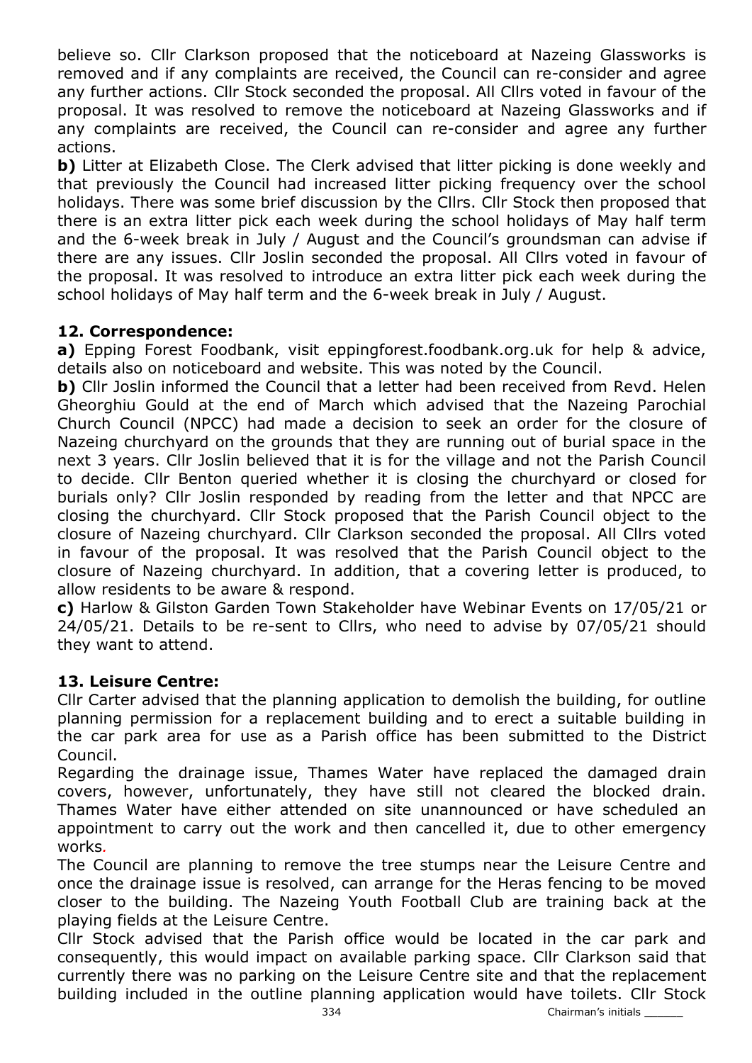believe so. Cllr Clarkson proposed that the noticeboard at Nazeing Glassworks is removed and if any complaints are received, the Council can re-consider and agree any further actions. Cllr Stock seconded the proposal. All Cllrs voted in favour of the proposal. It was resolved to remove the noticeboard at Nazeing Glassworks and if any complaints are received, the Council can re-consider and agree any further actions.

**b)** Litter at Elizabeth Close. The Clerk advised that litter picking is done weekly and that previously the Council had increased litter picking frequency over the school holidays. There was some brief discussion by the Cllrs. Cllr Stock then proposed that there is an extra litter pick each week during the school holidays of May half term and the 6-week break in July / August and the Council's groundsman can advise if there are any issues. Cllr Joslin seconded the proposal. All Cllrs voted in favour of the proposal. It was resolved to introduce an extra litter pick each week during the school holidays of May half term and the 6-week break in July / August.

### 12. Correspondence:

**a)** Epping Forest Foodbank, visit eppingforest.foodbank.org.uk for help & advice, details also on noticeboard and website. This was noted by the Council.

**b)** Cllr Joslin informed the Council that a letter had been received from Revd. Helen Gheorghiu Gould at the end of March which advised that the Nazeing Parochial Church Council (NPCC) had made a decision to seek an order for the closure of Nazeing churchyard on the grounds that they are running out of burial space in the next 3 years. Cllr Joslin believed that it is for the village and not the Parish Council to decide. Cllr Benton queried whether it is closing the churchyard or closed for burials only? Cllr Joslin responded by reading from the letter and that NPCC are closing the churchyard. Cllr Stock proposed that the Parish Council object to the closure of Nazeing churchyard. Cllr Clarkson seconded the proposal. All Cllrs voted in favour of the proposal. It was resolved that the Parish Council object to the closure of Nazeing churchyard. In addition, that a covering letter is produced, to allow residents to be aware & respond.

**c)** Harlow & Gilston Garden Town Stakeholder have Webinar Events on 17/05/21 or 24/05/21. Details to be re-sent to Cllrs, who need to advise by 07/05/21 should they want to attend.

### 13. Leisure Centre:

Cllr Carter advised that the planning application to demolish the building, for outline planning permission for a replacement building and to erect a suitable building in the car park area for use as a Parish office has been submitted to the District Council.

Regarding the drainage issue, Thames Water have replaced the damaged drain covers, however, unfortunately, they have still not cleared the blocked drain. Thames Water have either attended on site unannounced or have scheduled an appointment to carry out the work and then cancelled it, due to other emergency works.

The Council are planning to remove the tree stumps near the Leisure Centre and once the drainage issue is resolved, can arrange for the Heras fencing to be moved closer to the building. The Nazeing Youth Football Club are training back at the playing fields at the Leisure Centre.

Cllr Stock advised that the Parish office would be located in the car park and consequently, this would impact on available parking space. Cllr Clarkson said that currently there was no parking on the Leisure Centre site and that the replacement building included in the outline planning application would have toilets. Cllr Stock

Chairman's initials ______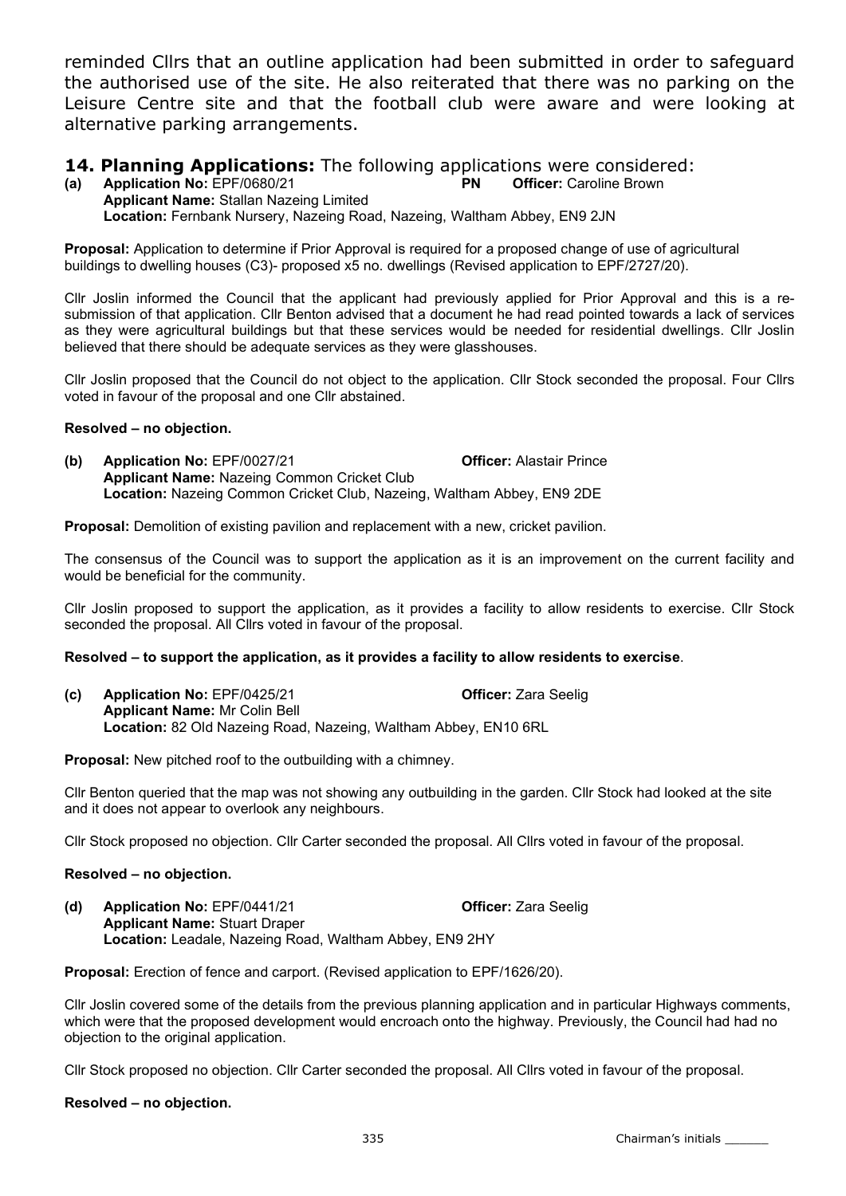reminded Cllrs that an outline application had been submitted in order to safeguard the authorised use of the site. He also reiterated that there was no parking on the Leisure Centre site and that the football club were aware and were looking at alternative parking arrangements.

## 14. Planning Applications: The following applications were considered:

**(a) Application No:** EPF/0680/21 **PN** **Officer:** Caroline Brown
**Applicant Name:** Stallan Nazeing Limited
**Location:** Fernbank Nursery, Nazeing Road, Nazeing, Waltham Abbey, EN9 2JN

**Proposal:** Application to determine if Prior Approval is required for a proposed change of use of agricultural buildings to dwelling houses (C3)- proposed x5 no. dwellings (Revised application to EPF/2727/20).

Cllr Joslin informed the Council that the applicant had previously applied for Prior Approval and this is a re-submission of that application. Cllr Benton advised that a document he had read pointed towards a lack of services as they were agricultural buildings but that these services would be needed for residential dwellings. Cllr Joslin believed that there should be adequate services as they were glasshouses.

Cllr Joslin proposed that the Council do not object to the application. Cllr Stock seconded the proposal. Four Cllrs voted in favour of the proposal and one Cllr abstained.

**Resolved – no objection.**

**(b) Application No:** EPF/0027/21 **Officer:** Alastair Prince
**Applicant Name:** Nazeing Common Cricket Club
**Location:** Nazeing Common Cricket Club, Nazeing, Waltham Abbey, EN9 2DE

**Proposal:** Demolition of existing pavilion and replacement with a new, cricket pavilion.

The consensus of the Council was to support the application as it is an improvement on the current facility and would be beneficial for the community.

Cllr Joslin proposed to support the application, as it provides a facility to allow residents to exercise. Cllr Stock seconded the proposal. All Cllrs voted in favour of the proposal.

**Resolved – to support the application, as it provides a facility to allow residents to exercise**.

**(c) Application No:** EPF/0425/21 **Officer:** Zara Seelig
**Applicant Name:** Mr Colin Bell
**Location:** 82 Old Nazeing Road, Nazeing, Waltham Abbey, EN10 6RL

**Proposal:** New pitched roof to the outbuilding with a chimney.

Cllr Benton queried that the map was not showing any outbuilding in the garden. Cllr Stock had looked at the site and it does not appear to overlook any neighbours.

Cllr Stock proposed no objection. Cllr Carter seconded the proposal. All Cllrs voted in favour of the proposal.

**Resolved – no objection.**

**(d) Application No:** EPF/0441/21 **Officer:** Zara Seelig
**Applicant Name:** Stuart Draper
**Location:** Leadale, Nazeing Road, Waltham Abbey, EN9 2HY

**Proposal:** Erection of fence and carport. (Revised application to EPF/1626/20).

Cllr Joslin covered some of the details from the previous planning application and in particular Highways comments, which were that the proposed development would encroach onto the highway. Previously, the Council had had no objection to the original application.

Cllr Stock proposed no objection. Cllr Carter seconded the proposal. All Cllrs voted in favour of the proposal.

**Resolved – no objection.**

Chairman's initials ______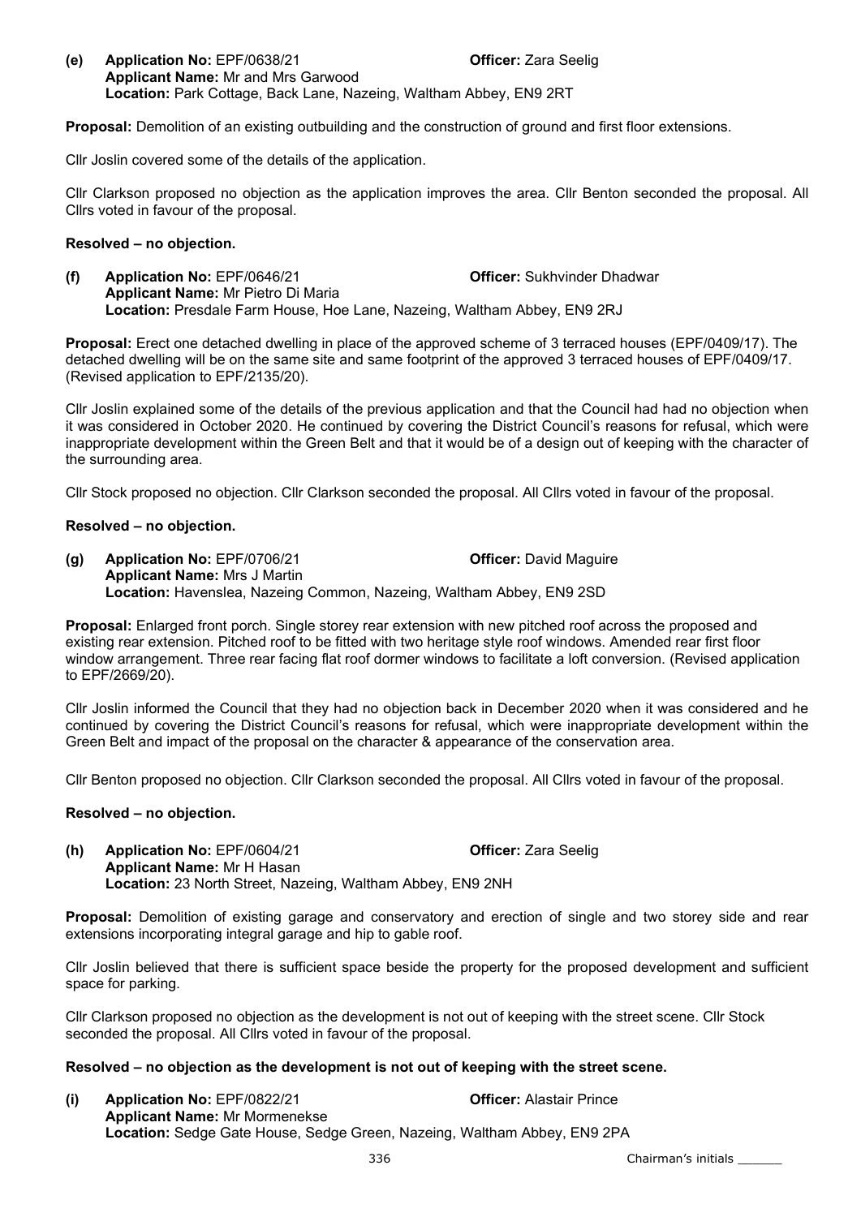**(e) Application No:** EPF/0638/21 **Officer:** Zara Seelig
**Applicant Name:** Mr and Mrs Garwood
**Location:** Park Cottage, Back Lane, Nazeing, Waltham Abbey, EN9 2RT

**Proposal:** Demolition of an existing outbuilding and the construction of ground and first floor extensions.

Cllr Joslin covered some of the details of the application.

Cllr Clarkson proposed no objection as the application improves the area. Cllr Benton seconded the proposal. All Cllrs voted in favour of the proposal.

**Resolved – no objection.**

**(f) Application No:** EPF/0646/21 **Officer:** Sukhvinder Dhadwar
**Applicant Name:** Mr Pietro Di Maria
**Location:** Presdale Farm House, Hoe Lane, Nazeing, Waltham Abbey, EN9 2RJ

**Proposal:** Erect one detached dwelling in place of the approved scheme of 3 terraced houses (EPF/0409/17). The detached dwelling will be on the same site and same footprint of the approved 3 terraced houses of EPF/0409/17. (Revised application to EPF/2135/20).

Cllr Joslin explained some of the details of the previous application and that the Council had had no objection when it was considered in October 2020. He continued by covering the District Council's reasons for refusal, which were inappropriate development within the Green Belt and that it would be of a design out of keeping with the character of the surrounding area.

Cllr Stock proposed no objection. Cllr Clarkson seconded the proposal. All Cllrs voted in favour of the proposal.

**Resolved – no objection.**

**(g) Application No:** EPF/0706/21 **Officer:** David Maguire
**Applicant Name:** Mrs J Martin
**Location:** Havenslea, Nazeing Common, Nazeing, Waltham Abbey, EN9 2SD

**Proposal:** Enlarged front porch. Single storey rear extension with new pitched roof across the proposed and existing rear extension. Pitched roof to be fitted with two heritage style roof windows. Amended rear first floor window arrangement. Three rear facing flat roof dormer windows to facilitate a loft conversion. (Revised application to EPF/2669/20).

Cllr Joslin informed the Council that they had no objection back in December 2020 when it was considered and he continued by covering the District Council's reasons for refusal, which were inappropriate development within the Green Belt and impact of the proposal on the character & appearance of the conservation area.

Cllr Benton proposed no objection. Cllr Clarkson seconded the proposal. All Cllrs voted in favour of the proposal.

**Resolved – no objection.**

**(h) Application No:** EPF/0604/21 **Officer:** Zara Seelig
**Applicant Name:** Mr H Hasan
**Location:** 23 North Street, Nazeing, Waltham Abbey, EN9 2NH

**Proposal:** Demolition of existing garage and conservatory and erection of single and two storey side and rear extensions incorporating integral garage and hip to gable roof.

Cllr Joslin believed that there is sufficient space beside the property for the proposed development and sufficient space for parking.

Cllr Clarkson proposed no objection as the development is not out of keeping with the street scene. Cllr Stock seconded the proposal. All Cllrs voted in favour of the proposal.

**Resolved – no objection as the development is not out of keeping with the street scene.**

**(i) Application No:** EPF/0822/21 **Officer:** Alastair Prince
**Applicant Name:** Mr Mormenekse
**Location:** Sedge Gate House, Sedge Green, Nazeing, Waltham Abbey, EN9 2PA

Chairman's initials _______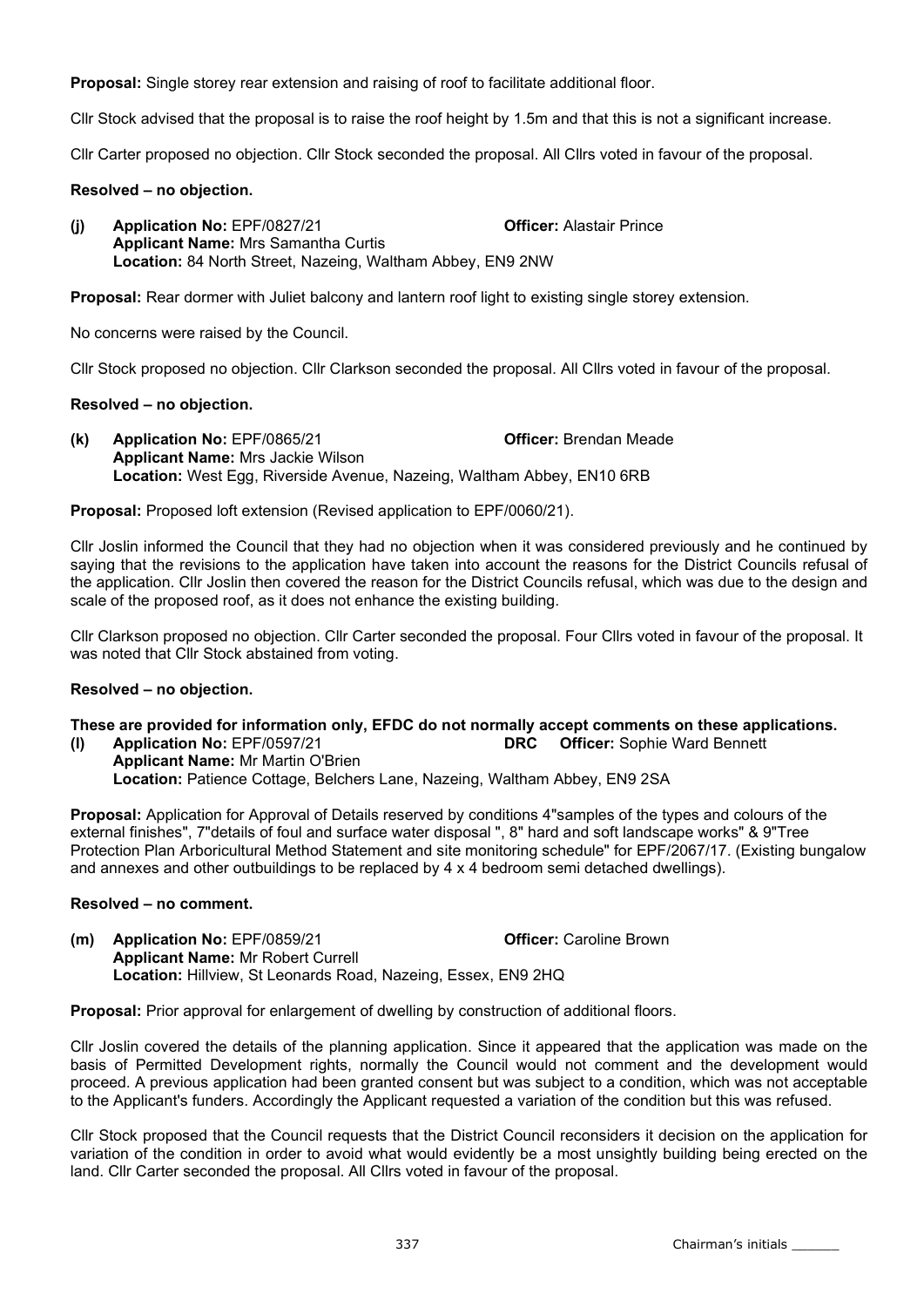**Proposal:** Single storey rear extension and raising of roof to facilitate additional floor.

Cllr Stock advised that the proposal is to raise the roof height by 1.5m and that this is not a significant increase.

Cllr Carter proposed no objection. Cllr Stock seconded the proposal. All Cllrs voted in favour of the proposal.

**Resolved – no objection.**

**(j) Application No:** EPF/0827/21 **Officer:** Alastair Prince
**Applicant Name:** Mrs Samantha Curtis
**Location:** 84 North Street, Nazeing, Waltham Abbey, EN9 2NW

**Proposal:** Rear dormer with Juliet balcony and lantern roof light to existing single storey extension.

No concerns were raised by the Council.

Cllr Stock proposed no objection. Cllr Clarkson seconded the proposal. All Cllrs voted in favour of the proposal.

**Resolved – no objection.**

**(k) Application No:** EPF/0865/21 **Officer:** Brendan Meade
**Applicant Name:** Mrs Jackie Wilson
**Location:** West Egg, Riverside Avenue, Nazeing, Waltham Abbey, EN10 6RB

**Proposal:** Proposed loft extension (Revised application to EPF/0060/21).

Cllr Joslin informed the Council that they had no objection when it was considered previously and he continued by saying that the revisions to the application have taken into account the reasons for the District Councils refusal of the application. Cllr Joslin then covered the reason for the District Councils refusal, which was due to the design and scale of the proposed roof, as it does not enhance the existing building.

Cllr Clarkson proposed no objection. Cllr Carter seconded the proposal. Four Cllrs voted in favour of the proposal. It was noted that Cllr Stock abstained from voting.

**Resolved – no objection.**

**These are provided for information only, EFDC do not normally accept comments on these applications.**

**(l) Application No:** EPF/0597/21 **DRC Officer:** Sophie Ward Bennett
**Applicant Name:** Mr Martin O'Brien
**Location:** Patience Cottage, Belchers Lane, Nazeing, Waltham Abbey, EN9 2SA

**Proposal:** Application for Approval of Details reserved by conditions 4"samples of the types and colours of the external finishes", 7"details of foul and surface water disposal ", 8" hard and soft landscape works" & 9"Tree Protection Plan Arboricultural Method Statement and site monitoring schedule" for EPF/2067/17. (Existing bungalow and annexes and other outbuildings to be replaced by 4 x 4 bedroom semi detached dwellings).

**Resolved – no comment.**

**(m) Application No:** EPF/0859/21 **Officer:** Caroline Brown
**Applicant Name:** Mr Robert Currell
**Location:** Hillview, St Leonards Road, Nazeing, Essex, EN9 2HQ

**Proposal:** Prior approval for enlargement of dwelling by construction of additional floors.

Cllr Joslin covered the details of the planning application. Since it appeared that the application was made on the basis of Permitted Development rights, normally the Council would not comment and the development would proceed. A previous application had been granted consent but was subject to a condition, which was not acceptable to the Applicant's funders. Accordingly the Applicant requested a variation of the condition but this was refused.

Cllr Stock proposed that the Council requests that the District Council reconsiders it decision on the application for variation of the condition in order to avoid what would evidently be a most unsightly building being erected on the land. Cllr Carter seconded the proposal. All Cllrs voted in favour of the proposal.

Chairman's initials \_\_\_\_\_\_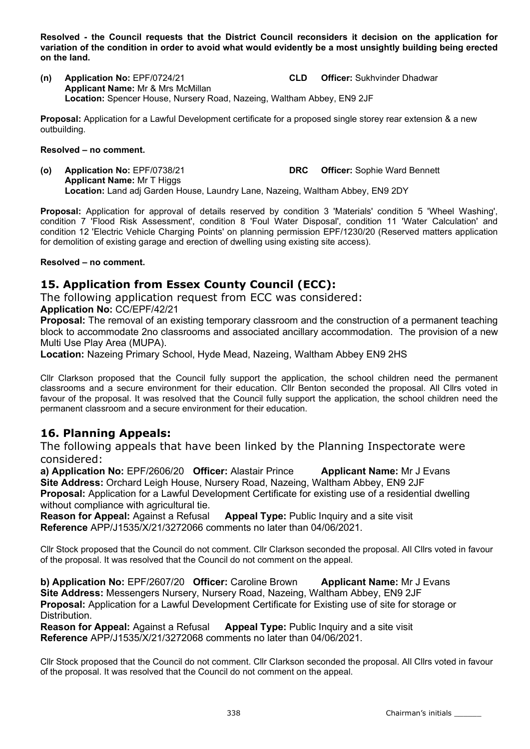**Resolved - the Council requests that the District Council reconsiders it decision on the application for variation of the condition in order to avoid what would evidently be a most unsightly building being erected on the land.**

**(n) Application No:** EPF/0724/21 **CLD** **Officer:** Sukhvinder Dhadwar
**Applicant Name:** Mr & Mrs McMillan
**Location:** Spencer House, Nursery Road, Nazeing, Waltham Abbey, EN9 2JF

**Proposal:** Application for a Lawful Development certificate for a proposed single storey rear extension & a new outbuilding.

**Resolved – no comment.**

**(o) Application No:** EPF/0738/21 **DRC** **Officer:** Sophie Ward Bennett
**Applicant Name:** Mr T Higgs
**Location:** Land adj Garden House, Laundry Lane, Nazeing, Waltham Abbey, EN9 2DY

**Proposal:** Application for approval of details reserved by condition 3 'Materials' condition 5 'Wheel Washing', condition 7 'Flood Risk Assessment', condition 8 'Foul Water Disposal', condition 11 'Water Calculation' and condition 12 'Electric Vehicle Charging Points' on planning permission EPF/1230/20 (Reserved matters application for demolition of existing garage and erection of dwelling using existing site access).

**Resolved – no comment.**

## 15. Application from Essex County Council (ECC):

The following application request from ECC was considered:

**Application No:** CC/EPF/42/21

**Proposal:** The removal of an existing temporary classroom and the construction of a permanent teaching block to accommodate 2no classrooms and associated ancillary accommodation. The provision of a new Multi Use Play Area (MUPA).

**Location:** Nazeing Primary School, Hyde Mead, Nazeing, Waltham Abbey EN9 2HS

Cllr Clarkson proposed that the Council fully support the application, the school children need the permanent classrooms and a secure environment for their education. Cllr Benton seconded the proposal. All Cllrs voted in favour of the proposal. It was resolved that the Council fully support the application, the school children need the permanent classroom and a secure environment for their education.

## 16. Planning Appeals:

The following appeals that have been linked by the Planning Inspectorate were considered:

**a) Application No:** EPF/2606/20 **Officer:** Alastair Prince **Applicant Name:** Mr J Evans
**Site Address:** Orchard Leigh House, Nursery Road, Nazeing, Waltham Abbey, EN9 2JF
**Proposal:** Application for a Lawful Development Certificate for existing use of a residential dwelling without compliance with agricultural tie.
**Reason for Appeal:** Against a Refusal **Appeal Type:** Public Inquiry and a site visit
**Reference** APP/J1535/X/21/3272066 comments no later than 04/06/2021.

Cllr Stock proposed that the Council do not comment. Cllr Clarkson seconded the proposal. All Cllrs voted in favour of the proposal. It was resolved that the Council do not comment on the appeal.

**b) Application No:** EPF/2607/20 **Officer:** Caroline Brown **Applicant Name:** Mr J Evans
**Site Address:** Messengers Nursery, Nursery Road, Nazeing, Waltham Abbey, EN9 2JF
**Proposal:** Application for a Lawful Development Certificate for Existing use of site for storage or Distribution.
**Reason for Appeal:** Against a Refusal **Appeal Type:** Public Inquiry and a site visit
**Reference** APP/J1535/X/21/3272068 comments no later than 04/06/2021.

Cllr Stock proposed that the Council do not comment. Cllr Clarkson seconded the proposal. All Cllrs voted in favour of the proposal. It was resolved that the Council do not comment on the appeal.

338 Chairman's initials ______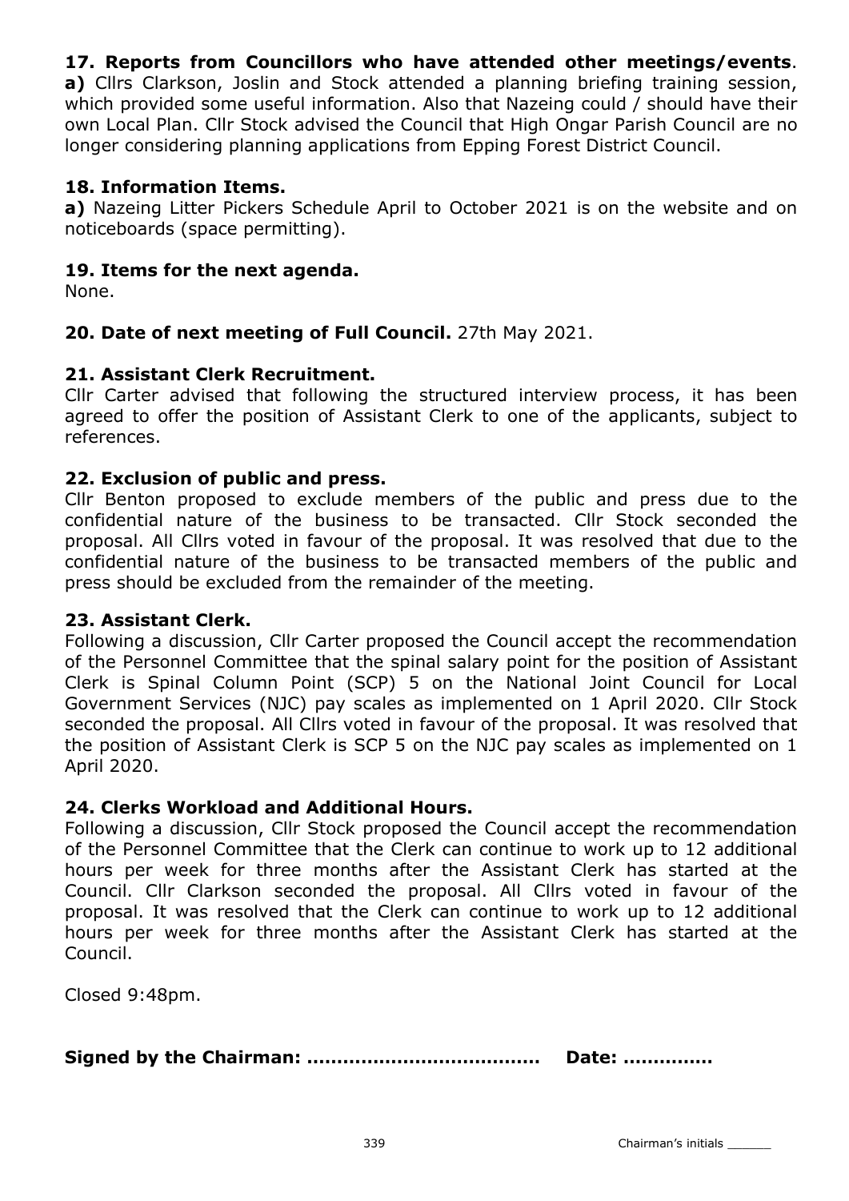**17. Reports from Councillors who have attended other meetings/events**.

**a)** Cllrs Clarkson, Joslin and Stock attended a planning briefing training session, which provided some useful information. Also that Nazeing could / should have their own Local Plan. Cllr Stock advised the Council that High Ongar Parish Council are no longer considering planning applications from Epping Forest District Council.

**18. Information Items.**

**a)** Nazeing Litter Pickers Schedule April to October 2021 is on the website and on noticeboards (space permitting).

**19. Items for the next agenda.**

None.

**20. Date of next meeting of Full Council.** 27th May 2021.

**21. Assistant Clerk Recruitment.**

Cllr Carter advised that following the structured interview process, it has been agreed to offer the position of Assistant Clerk to one of the applicants, subject to references.

**22. Exclusion of public and press.**

Cllr Benton proposed to exclude members of the public and press due to the confidential nature of the business to be transacted. Cllr Stock seconded the proposal. All Cllrs voted in favour of the proposal. It was resolved that due to the confidential nature of the business to be transacted members of the public and press should be excluded from the remainder of the meeting.

**23. Assistant Clerk.**

Following a discussion, Cllr Carter proposed the Council accept the recommendation of the Personnel Committee that the spinal salary point for the position of Assistant Clerk is Spinal Column Point (SCP) 5 on the National Joint Council for Local Government Services (NJC) pay scales as implemented on 1 April 2020. Cllr Stock seconded the proposal. All Cllrs voted in favour of the proposal. It was resolved that the position of Assistant Clerk is SCP 5 on the NJC pay scales as implemented on 1 April 2020.

**24. Clerks Workload and Additional Hours.**

Following a discussion, Cllr Stock proposed the Council accept the recommendation of the Personnel Committee that the Clerk can continue to work up to 12 additional hours per week for three months after the Assistant Clerk has started at the Council. Cllr Clarkson seconded the proposal. All Cllrs voted in favour of the proposal. It was resolved that the Clerk can continue to work up to 12 additional hours per week for three months after the Assistant Clerk has started at the Council.

Closed 9:48pm.

**Signed by the Chairman: ....................................... Date: ...............**

Chairman's initials ______